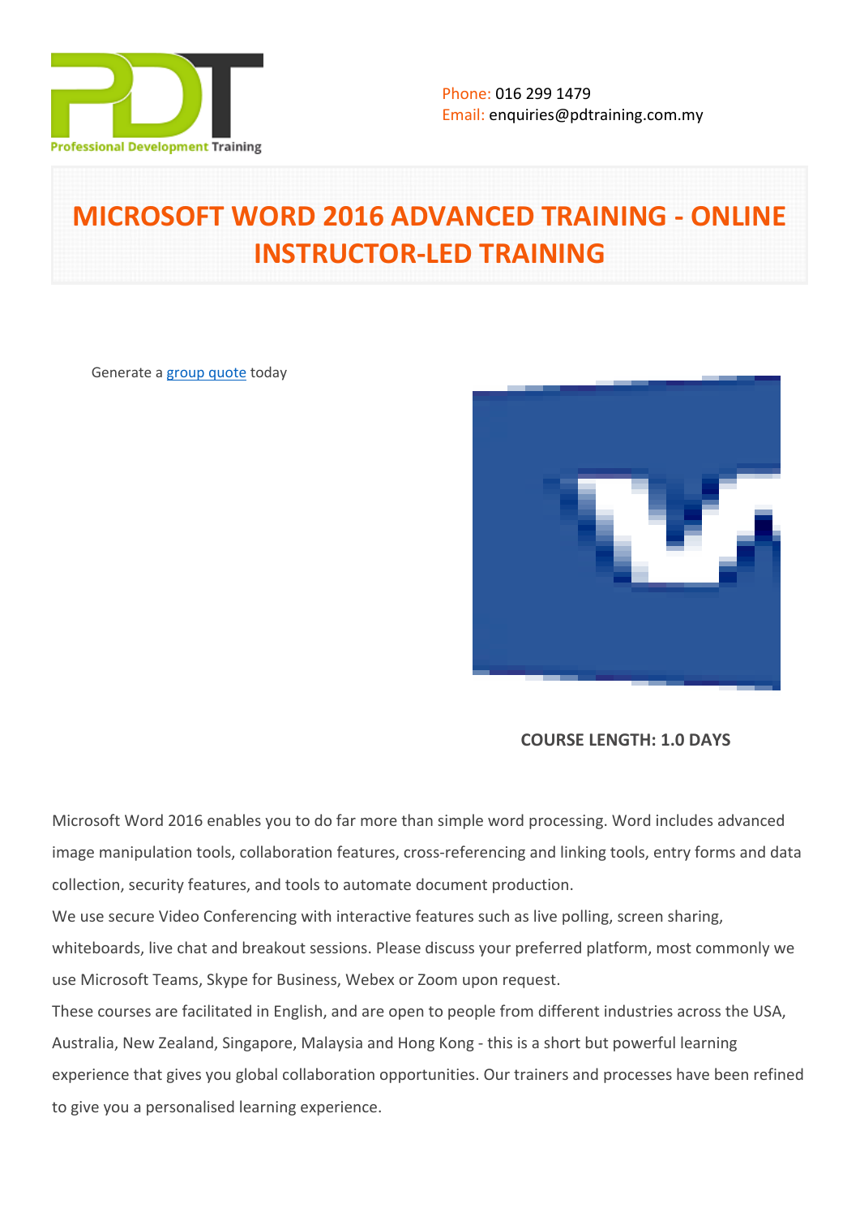Phone: 016 299 1479
Email: enquiries@pdtraining.com.my

# MICROSOFT WORD 2016 ADVANCED TRAINING - ONLINE INSTRUCTOR-LED TRAINING

Generate a group quote today

**COURSE LENGTH: 1.0 DAYS**

Microsoft Word 2016 enables you to do far more than simple word processing. Word includes advanced image manipulation tools, collaboration features, cross-referencing and linking tools, entry forms and data collection, security features, and tools to automate document production.

We use secure Video Conferencing with interactive features such as live polling, screen sharing, whiteboards, live chat and breakout sessions. Please discuss your preferred platform, most commonly we use Microsoft Teams, Skype for Business, Webex or Zoom upon request.

These courses are facilitated in English, and are open to people from different industries across the USA, Australia, New Zealand, Singapore, Malaysia and Hong Kong - this is a short but powerful learning experience that gives you global collaboration opportunities. Our trainers and processes have been refined to give you a personalised learning experience.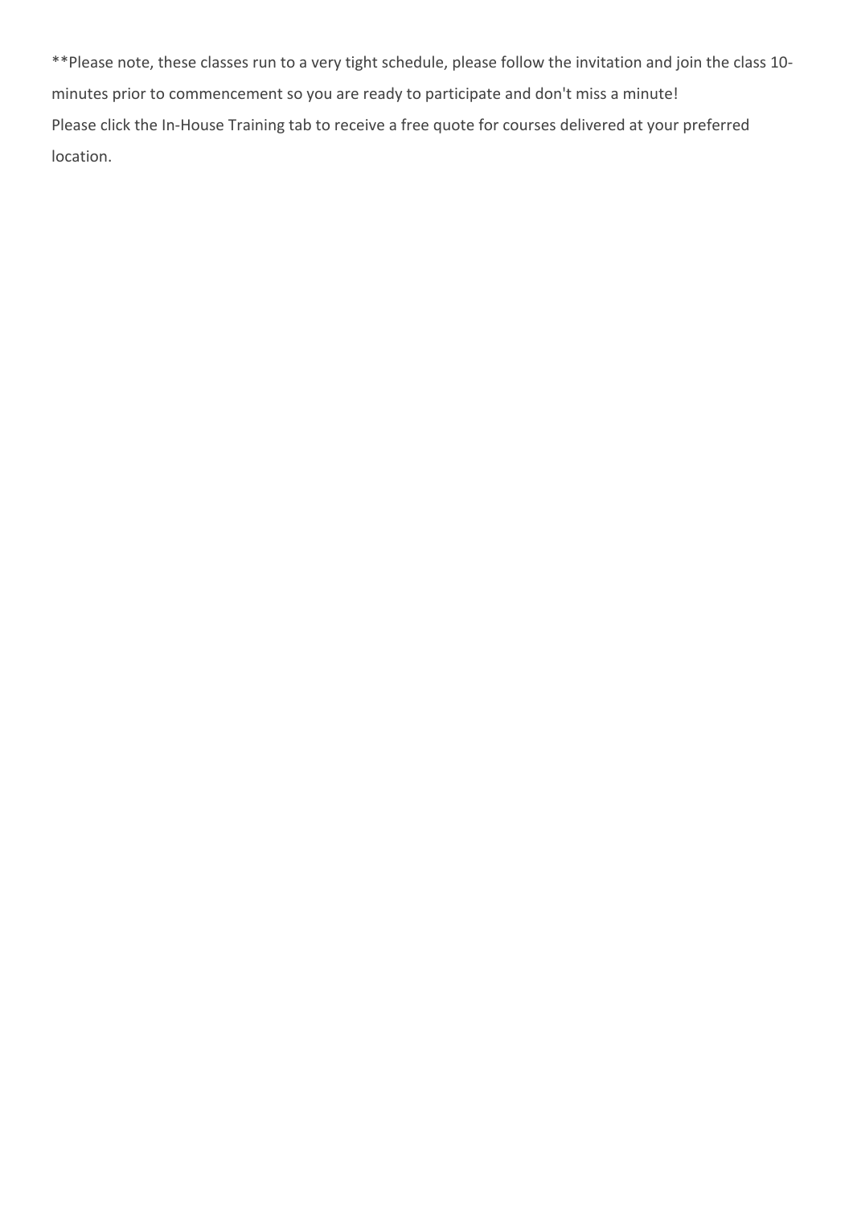**Please note, these classes run to a very tight schedule, please follow the invitation and join the class 10-minutes prior to commencement so you are ready to participate and don't miss a minute!

Please click the In-House Training tab to receive a free quote for courses delivered at your preferred location.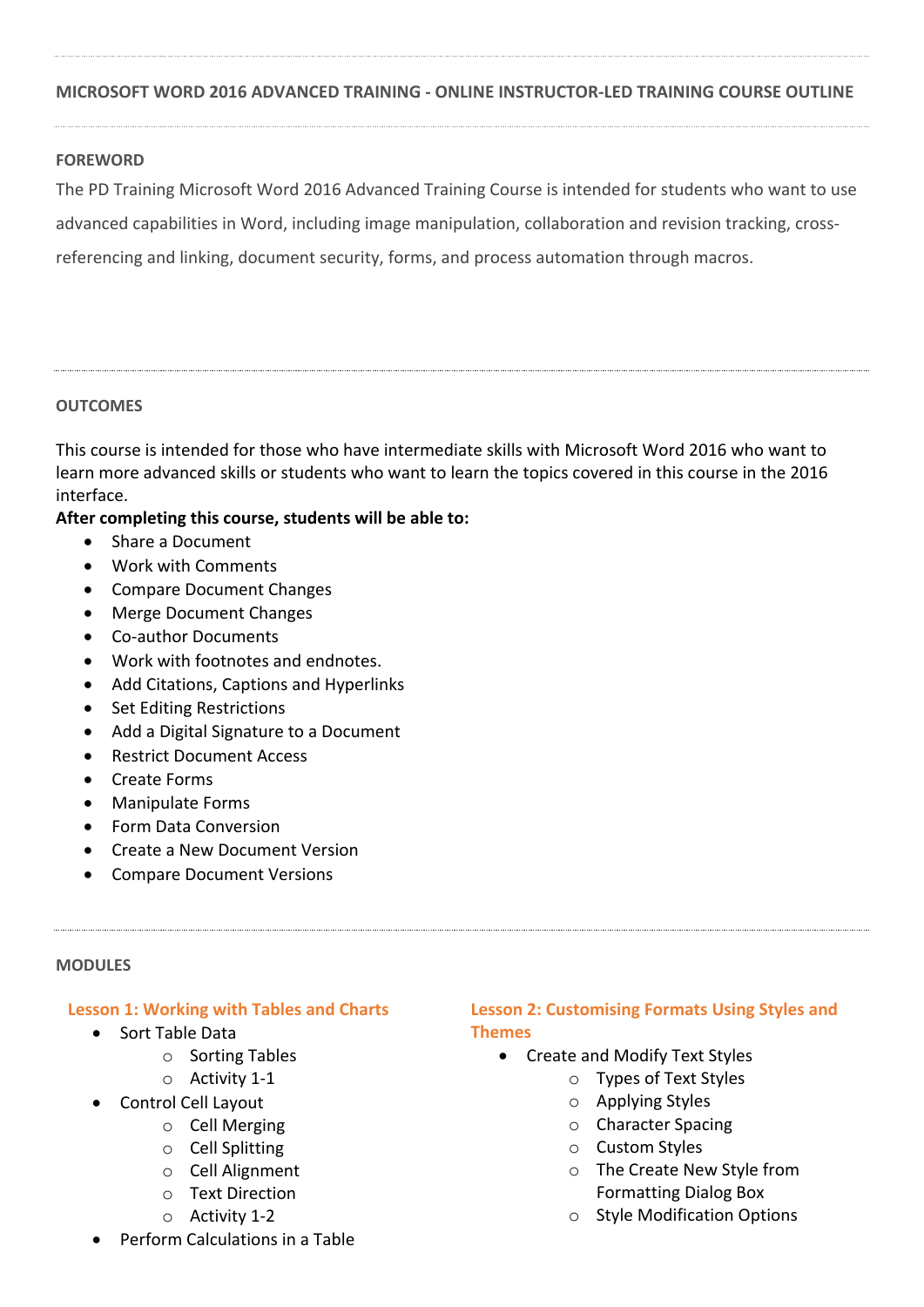## MICROSOFT WORD 2016 ADVANCED TRAINING - ONLINE INSTRUCTOR-LED TRAINING COURSE OUTLINE

### FOREWORD

The PD Training Microsoft Word 2016 Advanced Training Course is intended for students who want to use advanced capabilities in Word, including image manipulation, collaboration and revision tracking, cross-referencing and linking, document security, forms, and process automation through macros.

### OUTCOMES

This course is intended for those who have intermediate skills with Microsoft Word 2016 who want to learn more advanced skills or students who want to learn the topics covered in this course in the 2016 interface.

**After completing this course, students will be able to:**

- Share a Document
- Work with Comments
- Compare Document Changes
- Merge Document Changes
- Co-author Documents
- Work with footnotes and endnotes.
- Add Citations, Captions and Hyperlinks
- Set Editing Restrictions
- Add a Digital Signature to a Document
- Restrict Document Access
- Create Forms
- Manipulate Forms
- Form Data Conversion
- Create a New Document Version
- Compare Document Versions

### MODULES

#### Lesson 1: Working with Tables and Charts

- Sort Table Data
  - Sorting Tables
  - Activity 1-1
- Control Cell Layout
  - Cell Merging
  - Cell Splitting
  - Cell Alignment
  - Text Direction
  - Activity 1-2
- Perform Calculations in a Table

#### Lesson 2: Customising Formats Using Styles and Themes

- Create and Modify Text Styles
  - Types of Text Styles
  - Applying Styles
  - Character Spacing
  - Custom Styles
  - The Create New Style from Formatting Dialog Box
  - Style Modification Options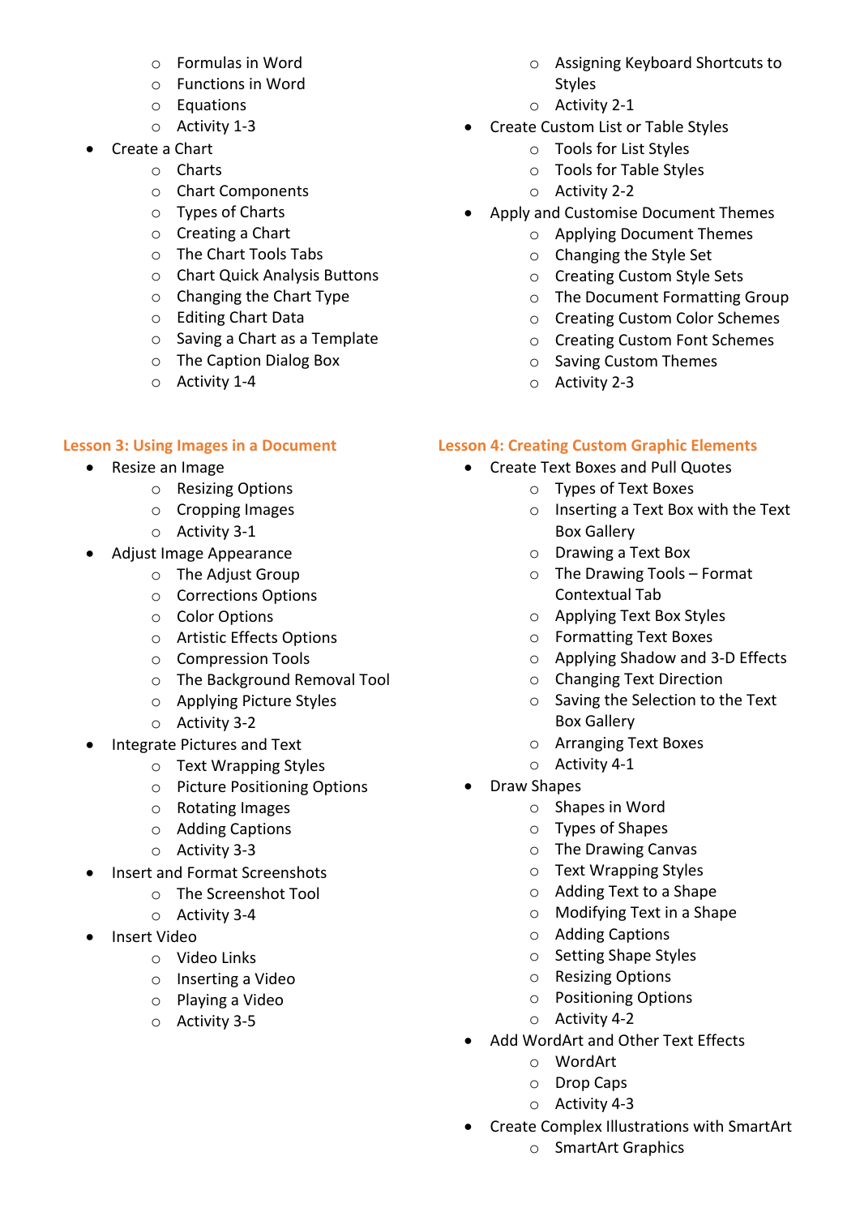- Formulas in Word
- Functions in Word
- Equations
- Activity 1-3

- Create a Chart
  - Charts
  - Chart Components
  - Types of Charts
  - Creating a Chart
  - The Chart Tools Tabs
  - Chart Quick Analysis Buttons
  - Changing the Chart Type
  - Editing Chart Data
  - Saving a Chart as a Template
  - The Caption Dialog Box
  - Activity 1-4

- Assigning Keyboard Shortcuts to Styles
- Activity 2-1

- Create Custom List or Table Styles
  - Tools for List Styles
  - Tools for Table Styles
  - Activity 2-2
- Apply and Customise Document Themes
  - Applying Document Themes
  - Changing the Style Set
  - Creating Custom Style Sets
  - The Document Formatting Group
  - Creating Custom Color Schemes
  - Creating Custom Font Schemes
  - Saving Custom Themes
  - Activity 2-3

### Lesson 3: Using Images in a Document

- Resize an Image
  - Resizing Options
  - Cropping Images
  - Activity 3-1
- Adjust Image Appearance
  - The Adjust Group
  - Corrections Options
  - Color Options
  - Artistic Effects Options
  - Compression Tools
  - The Background Removal Tool
  - Applying Picture Styles
  - Activity 3-2
- Integrate Pictures and Text
  - Text Wrapping Styles
  - Picture Positioning Options
  - Rotating Images
  - Adding Captions
  - Activity 3-3
- Insert and Format Screenshots
  - The Screenshot Tool
  - Activity 3-4
- Insert Video
  - Video Links
  - Inserting a Video
  - Playing a Video
  - Activity 3-5

### Lesson 4: Creating Custom Graphic Elements

- Create Text Boxes and Pull Quotes
  - Types of Text Boxes
  - Inserting a Text Box with the Text Box Gallery
  - Drawing a Text Box
  - The Drawing Tools – Format Contextual Tab
  - Applying Text Box Styles
  - Formatting Text Boxes
  - Applying Shadow and 3-D Effects
  - Changing Text Direction
  - Saving the Selection to the Text Box Gallery
  - Arranging Text Boxes
  - Activity 4-1
- Draw Shapes
  - Shapes in Word
  - Types of Shapes
  - The Drawing Canvas
  - Text Wrapping Styles
  - Adding Text to a Shape
  - Modifying Text in a Shape
  - Adding Captions
  - Setting Shape Styles
  - Resizing Options
  - Positioning Options
  - Activity 4-2
- Add WordArt and Other Text Effects
  - WordArt
  - Drop Caps
  - Activity 4-3
- Create Complex Illustrations with SmartArt
  - SmartArt Graphics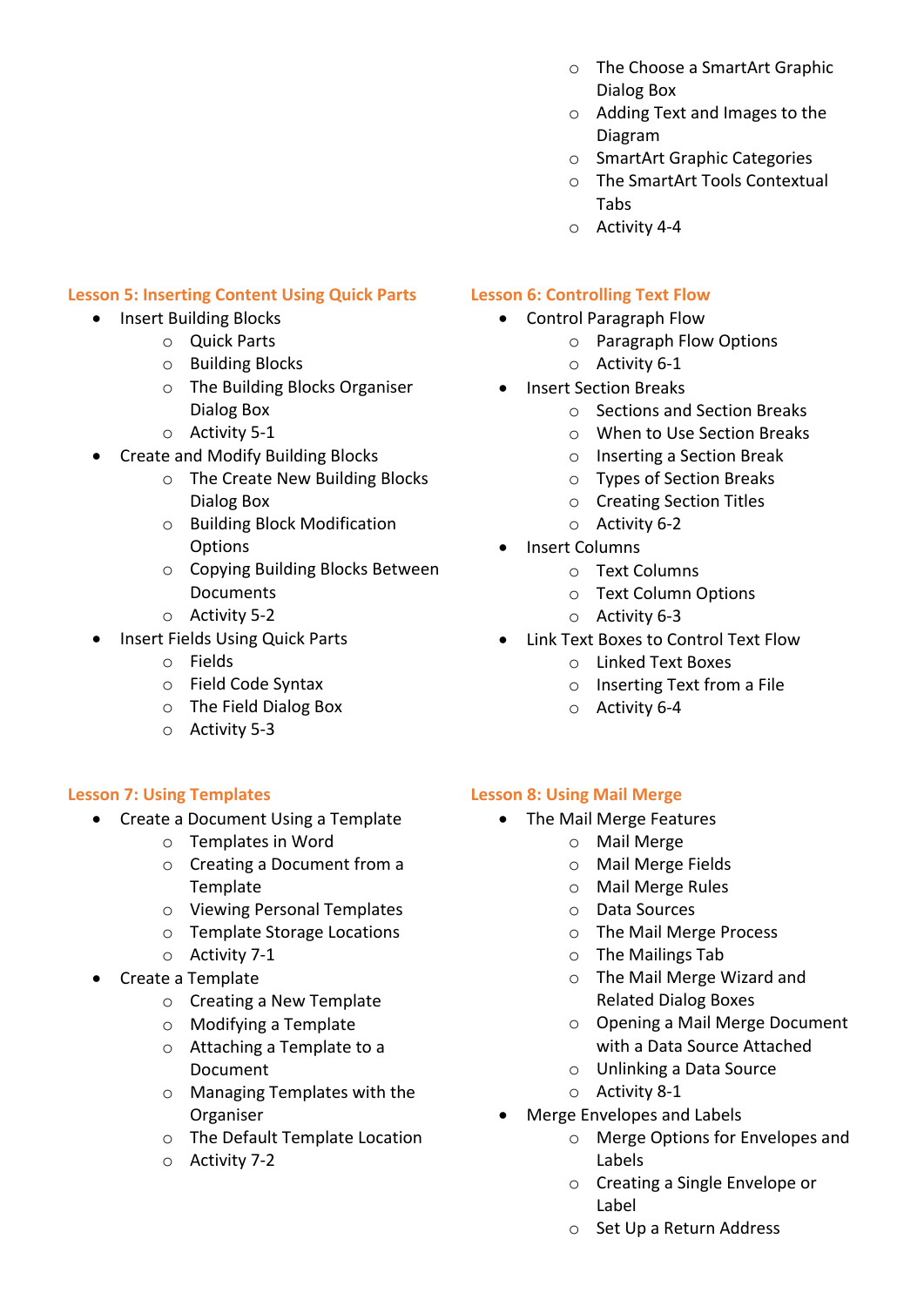- The Choose a SmartArt Graphic Dialog Box
- Adding Text and Images to the Diagram
- SmartArt Graphic Categories
- The SmartArt Tools Contextual Tabs
- Activity 4-4

### Lesson 5: Inserting Content Using Quick Parts

- Insert Building Blocks
    - Quick Parts
    - Building Blocks
    - The Building Blocks Organiser Dialog Box
    - Activity 5-1
- Create and Modify Building Blocks
    - The Create New Building Blocks Dialog Box
    - Building Block Modification Options
    - Copying Building Blocks Between Documents
    - Activity 5-2
- Insert Fields Using Quick Parts
    - Fields
    - Field Code Syntax
    - The Field Dialog Box
    - Activity 5-3

### Lesson 6: Controlling Text Flow

- Control Paragraph Flow
    - Paragraph Flow Options
    - Activity 6-1
- Insert Section Breaks
    - Sections and Section Breaks
    - When to Use Section Breaks
    - Inserting a Section Break
    - Types of Section Breaks
    - Creating Section Titles
    - Activity 6-2
- Insert Columns
    - Text Columns
    - Text Column Options
    - Activity 6-3
- Link Text Boxes to Control Text Flow
    - Linked Text Boxes
    - Inserting Text from a File
    - Activity 6-4

### Lesson 7: Using Templates

- Create a Document Using a Template
    - Templates in Word
    - Creating a Document from a Template
    - Viewing Personal Templates
    - Template Storage Locations
    - Activity 7-1
- Create a Template
    - Creating a New Template
    - Modifying a Template
    - Attaching a Template to a Document
    - Managing Templates with the Organiser
    - The Default Template Location
    - Activity 7-2

### Lesson 8: Using Mail Merge

- The Mail Merge Features
    - Mail Merge
    - Mail Merge Fields
    - Mail Merge Rules
    - Data Sources
    - The Mail Merge Process
    - The Mailings Tab
    - The Mail Merge Wizard and Related Dialog Boxes
    - Opening a Mail Merge Document with a Data Source Attached
    - Unlinking a Data Source
    - Activity 8-1
- Merge Envelopes and Labels
    - Merge Options for Envelopes and Labels
    - Creating a Single Envelope or Label
    - Set Up a Return Address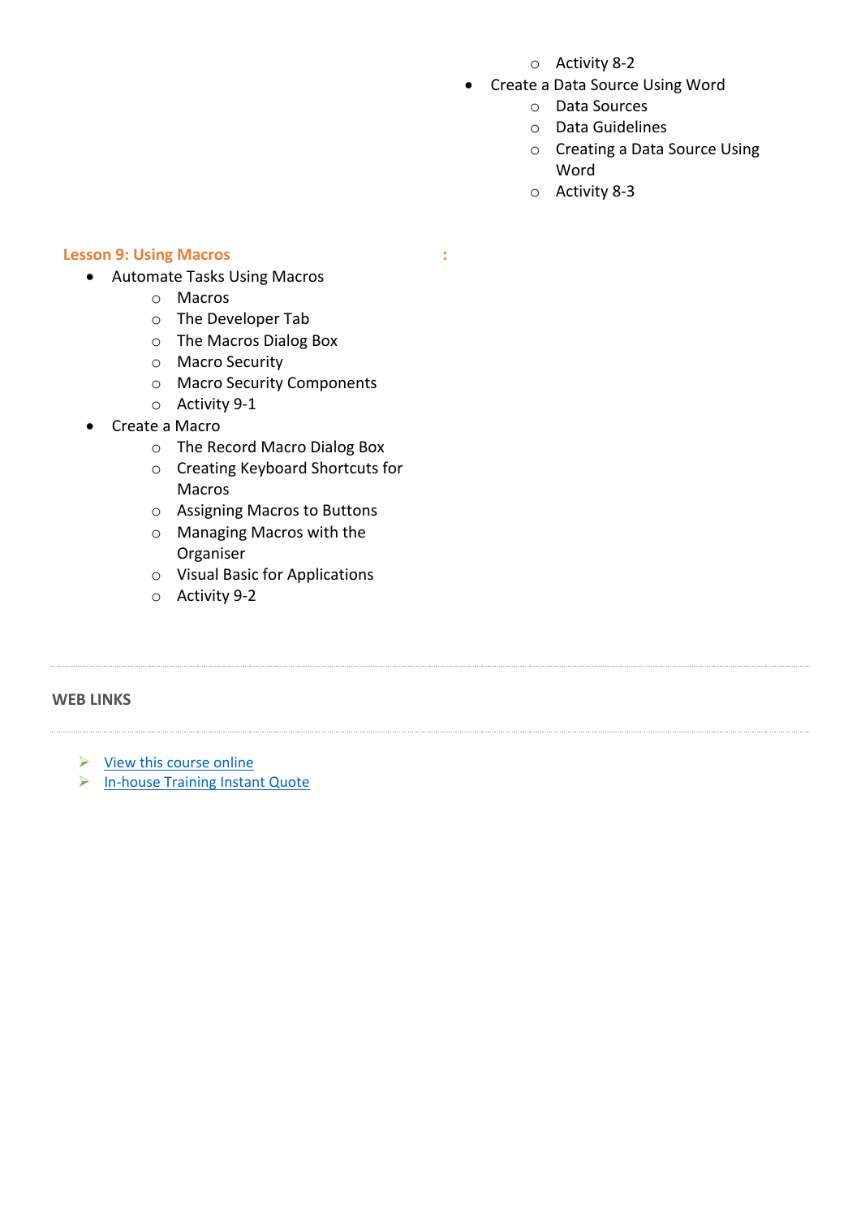- Activity 8-2

- Create a Data Source Using Word
    - Data Sources
    - Data Guidelines
    - Creating a Data Source Using Word
    - Activity 8-3

### Lesson 9: Using Macros

- Automate Tasks Using Macros
    - Macros
    - The Developer Tab
    - The Macros Dialog Box
    - Macro Security
    - Macro Security Components
    - Activity 9-1
- Create a Macro
    - The Record Macro Dialog Box
    - Creating Keyboard Shortcuts for Macros
    - Assigning Macros to Buttons
    - Managing Macros with the Organiser
    - Visual Basic for Applications
    - Activity 9-2

---

## WEB LINKS

---

- View this course online
- In-house Training Instant Quote